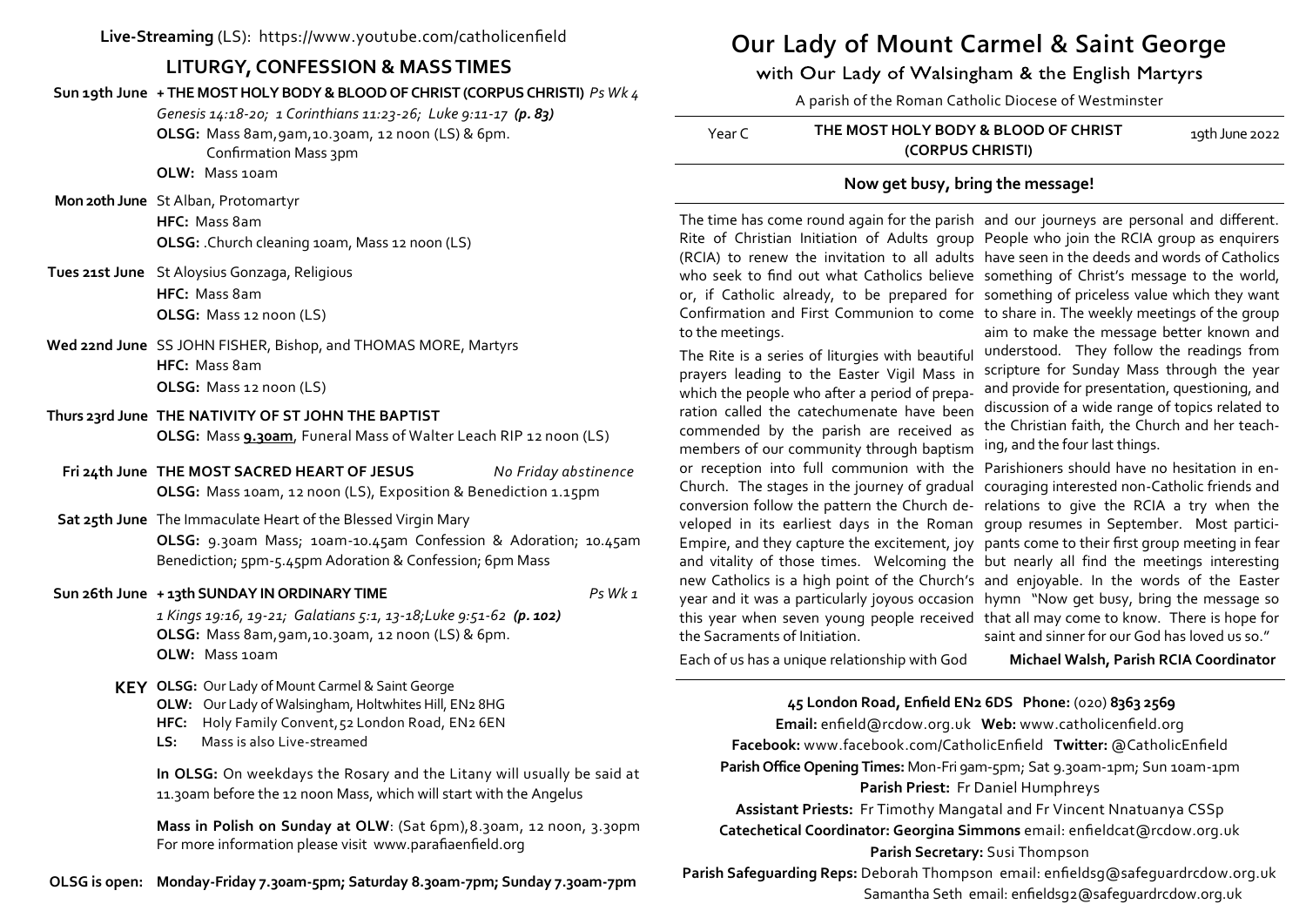**Live-Streaming** (LS): https://www.youtube.com/catholicenfield

## LITURGY, CONFESSION & MASS TIMES

**Sun 19th June** **+ THE MOST HOLY BODY & BLOOD OF CHRIST (CORPUS CHRISTI)** *Ps Wk 4*
*Genesis 14:18-20; 1 Corinthians 11:23-26; Luke 9:11-17* ***(p. 83)***
**OLSG:** Mass 8am, 9am, 10.30am, 12 noon (LS) & 6pm.
Confirmation Mass 3pm
**OLW:** Mass 10am

**Mon 20th June** St Alban, Protomartyr
**HFC:** Mass 8am
**OLSG:** .Church cleaning 10am, Mass 12 noon (LS)

**Tues 21st June** St Aloysius Gonzaga, Religious
**HFC:** Mass 8am
**OLSG:** Mass 12 noon (LS)

**Wed 22nd June** SS JOHN FISHER, Bishop, and THOMAS MORE, Martyrs
**HFC:** Mass 8am
**OLSG:** Mass 12 noon (LS)

**Thurs 23rd June** **THE NATIVITY OF ST JOHN THE BAPTIST**
**OLSG:** Mass **9.30am**, Funeral Mass of Walter Leach RIP 12 noon (LS)

**Fri 24th June** **THE MOST SACRED HEART OF JESUS** *No Friday abstinence*
**OLSG:** Mass 10am, 12 noon (LS), Exposition & Benediction 1.15pm

**Sat 25th June** The Immaculate Heart of the Blessed Virgin Mary
**OLSG:** 9.30am Mass; 10am-10.45am Confession & Adoration; 10.45am Benediction; 5pm-5.45pm Adoration & Confession; 6pm Mass

**Sun 26th June** **+ 13th SUNDAY IN ORDINARY TIME** *Ps Wk 1*
*1 Kings 19:16, 19-21; Galatians 5:1, 13-18;Luke 9:51-62* ***(p. 102)***
**OLSG:** Mass 8am, 9am, 10.30am, 12 noon (LS) & 6pm.
**OLW:** Mass 10am

**KEY**
**OLSG:** Our Lady of Mount Carmel & Saint George
**OLW:** Our Lady of Walsingham, Holtwhites Hill, EN2 8HG
**HFC:** Holy Family Convent, 52 London Road, EN2 6EN
**LS:** Mass is also Live-streamed

**In OLSG:** On weekdays the Rosary and the Litany will usually be said at 11.30am before the 12 noon Mass, which will start with the Angelus

**Mass in Polish on Sunday at OLW**: (Sat 6pm), 8.30am, 12 noon, 3.30pm
For more information please visit www.parafiaenfield.org

**OLSG is open: Monday-Friday 7.30am-5pm; Saturday 8.30am-7pm; Sunday 7.30am-7pm**

# Our Lady of Mount Carmel & Saint George

## with Our Lady of Walsingham & the English Martyrs

A parish of the Roman Catholic Diocese of Westminster

Year C | **THE MOST HOLY BODY & BLOOD OF CHRIST (CORPUS CHRISTI)** | 19th June 2022

### Now get busy, bring the message!

The time has come round again for the parish Rite of Christian Initiation of Adults group (RCIA) to renew the invitation to all adults who seek to find out what Catholics believe or, if Catholic already, to be prepared for Confirmation and First Communion to come to the meetings.

The Rite is a series of liturgies with beautiful prayers leading to the Easter Vigil Mass in which the people who after a period of preparation called the catechumenate have been commended by the parish are received as members of our community through baptism or reception into full communion with the Church. The stages in the journey of gradual conversion follow the pattern the Church developed in its earliest days in the Roman Empire, and they capture the excitement, joy and vitality of those times. Welcoming the new Catholics is a high point of the Church's year and it was a particularly joyous occasion this year when seven young people received the Sacraments of Initiation.

Each of us has a unique relationship with God and our journeys are personal and different. People who join the RCIA group as enquirers have seen in the deeds and words of Catholics something of Christ's message to the world, something of priceless value which they want to share in. The weekly meetings of the group aim to make the message better known and understood. They follow the readings from scripture for Sunday Mass through the year and provide for presentation, questioning, and discussion of a wide range of topics related to the Christian faith, the Church and her teaching, and the four last things.

Parishioners should have no hesitation in encouraging interested non-Catholic friends and relations to give the RCIA a try when the group resumes in September. Most participants come to their first group meeting in fear but nearly all find the meetings interesting and enjoyable. In the words of the Easter hymn "Now get busy, bring the message so that all may come to know. There is hope for saint and sinner for our God has loved us so."

**Michael Walsh, Parish RCIA Coordinator**

**45 London Road, Enfield EN2 6DS Phone:** (020) **8363 2569**
**Email:** enfield@rcdow.org.uk **Web:** www.catholicenfield.org
**Facebook:** www.facebook.com/CatholicEnfield **Twitter:** @CatholicEnfield
**Parish Office Opening Times:** Mon-Fri 9am-5pm; Sat 9.30am-1pm; Sun 10am-1pm
**Parish Priest:** Fr Daniel Humphreys
**Assistant Priests:** Fr Timothy Mangatal and Fr Vincent Nnatuanya CSSp
**Catechetical Coordinator: Georgina Simmons** email: enfieldcat@rcdow.org.uk
**Parish Secretary:** Susi Thompson
**Parish Safeguarding Reps:** Deborah Thompson email: enfieldsg@safeguardrcdow.org.uk
Samantha Seth email: enfieldsg2@safeguardrcdow.org.uk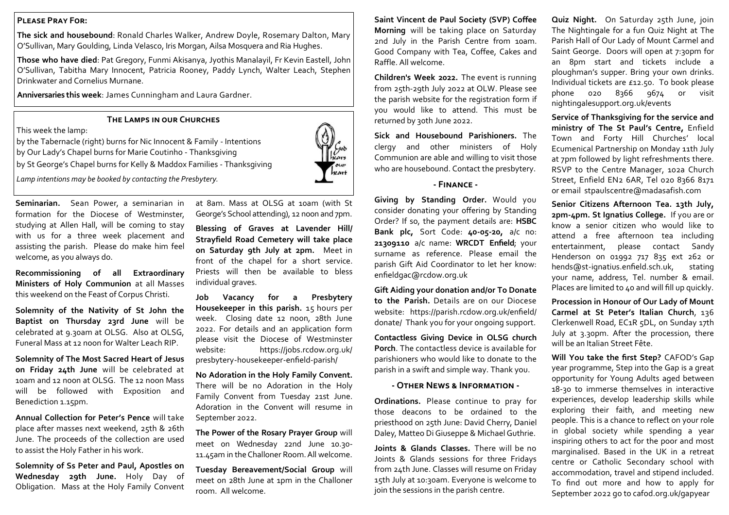## Please Pray For:

**The sick and housebound**: Ronald Charles Walker, Andrew Doyle, Rosemary Dalton, Mary O'Sullivan, Mary Goulding, Linda Velasco, Iris Morgan, Ailsa Mosquera and Ria Hughes.

**Those who have died**: Pat Gregory, Funmi Akisanya, Jyothis Manalayil, Fr Kevin Eastell, John O'Sullivan, Tabitha Mary Innocent, Patricia Rooney, Paddy Lynch, Walter Leach, Stephen Drinkwater and Cornelius Murnane.

**Anniversaries this week**: James Cunningham and Laura Gardner.

## The Lamps in our Churches

This week the lamp:

by the Tabernacle (right) burns for Nic Innocent & Family - Intentions
by Our Lady's Chapel burns for Marie Coutinho - Thanksgiving
by St George's Chapel burns for Kelly & Maddox Families - Thanksgiving

*Lamp intentions may be booked by contacting the Presbytery.*

**Seminarian.** Sean Power, a seminarian in formation for the Diocese of Westminster, studying at Allen Hall, will be coming to stay with us for a three week placement and assisting the parish. Please do make him feel welcome, as you always do.

**Recommissioning of all Extraordinary Ministers of Holy Communion** at all Masses this weekend on the Feast of Corpus Christi.

**Solemnity of the Nativity of St John the Baptist on Thursday 23rd June** will be celebrated at 9.30am at OLSG. Also at OLSG, Funeral Mass at 12 noon for Walter Leach RIP.

**Solemnity of The Most Sacred Heart of Jesus on Friday 24th June** will be celebrated at 10am and 12 noon at OLSG. The 12 noon Mass will be followed with Exposition and Benediction 1.15pm.

**Annual Collection for Peter's Pence** will take place after masses next weekend, 25th & 26th June. The proceeds of the collection are used to assist the Holy Father in his work.

**Solemnity of Ss Peter and Paul, Apostles on Wednesday 29th June.** Holy Day of Obligation. Mass at the Holy Family Convent at 8am. Mass at OLSG at 10am (with St George's School attending), 12 noon and 7pm.

**Blessing of Graves at Lavender Hill/ Strayfield Road Cemetery will take place on Saturday 9th July at 2pm.** Meet in front of the chapel for a short service. Priests will then be available to bless individual graves.

**Job Vacancy for a Presbytery Housekeeper in this parish.** 15 hours per week. Closing date 12 noon, 28th June 2022. For details and an application form please visit the Diocese of Westminster website: https://jobs.rcdow.org.uk/presbytery-housekeeper-enfield-parish/

**No Adoration in the Holy Family Convent.** There will be no Adoration in the Holy Family Convent from Tuesday 21st June. Adoration in the Convent will resume in September 2022.

**The Power of the Rosary Prayer Group** will meet on Wednesday 22nd June 10.30-11.45am in the Challoner Room. All welcome.

**Tuesday Bereavement/Social Group** will meet on 28th June at 1pm in the Challoner room. All welcome.

**Saint Vincent de Paul Society (SVP) Coffee Morning** will be taking place on Saturday 2nd July in the Parish Centre from 10am. Good Company with Tea, Coffee, Cakes and Raffle. All welcome.

**Children's Week 2022.** The event is running from 25th-29th July 2022 at OLW. Please see the parish website for the registration form if you would like to attend. This must be returned by 30th June 2022.

**Sick and Housebound Parishioners.** The clergy and other ministers of Holy Communion are able and willing to visit those who are housebound. Contact the presbytery.

## - Finance -

**Giving by Standing Order.** Would you consider donating your offering by Standing Order? If so, the payment details are: **HSBC Bank plc,** Sort Code: **40-05-20,** a/c no: **21309110** a/c name: **WRCDT Enfield**; your surname as reference. Please email the parish Gift Aid Coordinator to let her know: enfieldgac@rcdow.org.uk

**Gift Aiding your donation and/or To Donate to the Parish.** Details are on our Diocese website: https://parish.rcdow.org.uk/enfield/donate/ Thank you for your ongoing support.

**Contactless Giving Device in OLSG church Porch**. The contactless device is available for parishioners who would like to donate to the parish in a swift and simple way. Thank you.

## - Other News & Information -

**Ordinations.** Please continue to pray for those deacons to be ordained to the priesthood on 25th June: David Cherry, Daniel Daley, Matteo Di Giuseppe & Michael Guthrie.

**Joints & Glands Classes.** There will be no Joints & Glands sessions for three Fridays from 24th June. Classes will resume on Friday 15th July at 10:30am. Everyone is welcome to join the sessions in the parish centre.

**Quiz Night.** On Saturday 25th June, join The Nightingale for a fun Quiz Night at The Parish Hall of Our Lady of Mount Carmel and Saint George. Doors will open at 7:30pm for an 8pm start and tickets include a ploughman's supper. Bring your own drinks. Individual tickets are £12.50. To book please phone 020 8366 9674 or visit nightingalesupport.org.uk/events

**Service of Thanksgiving for the service and ministry of The St Paul's Centre,** Enfield Town and Forty Hill Churches' local Ecumenical Partnership on Monday 11th July at 7pm followed by light refreshments there. RSVP to the Centre Manager, 102a Church Street, Enfield EN2 6AR, Tel 020 8366 8171 or email stpaulscentre@madasafish.com

**Senior Citizens Afternoon Tea. 13th July, 2pm-4pm. St Ignatius College.** If you are or know a senior citizen who would like to attend a free afternoon tea including entertainment, please contact Sandy Henderson on 01992 717 835 ext 262 or hends@st-ignatius.enfield.sch.uk, stating your name, address, Tel. number & email. Places are limited to 40 and will fill up quickly.

**Procession in Honour of Our Lady of Mount Carmel at St Peter's Italian Church**, 136 Clerkenwell Road, EC1R 5DL, on Sunday 17th July at 3.30pm. After the procession, there will be an Italian Street Fête.

**Will You take the first Step?** CAFOD's Gap year programme, Step into the Gap is a great opportunity for Young Adults aged between 18-30 to immerse themselves in interactive experiences, develop leadership skills while exploring their faith, and meeting new people. This is a chance to reflect on your role in global society while spending a year inspiring others to act for the poor and most marginalised. Based in the UK in a retreat centre or Catholic Secondary school with accommodation, travel and stipend included. To find out more and how to apply for September 2022 go to cafod.org.uk/gapyear